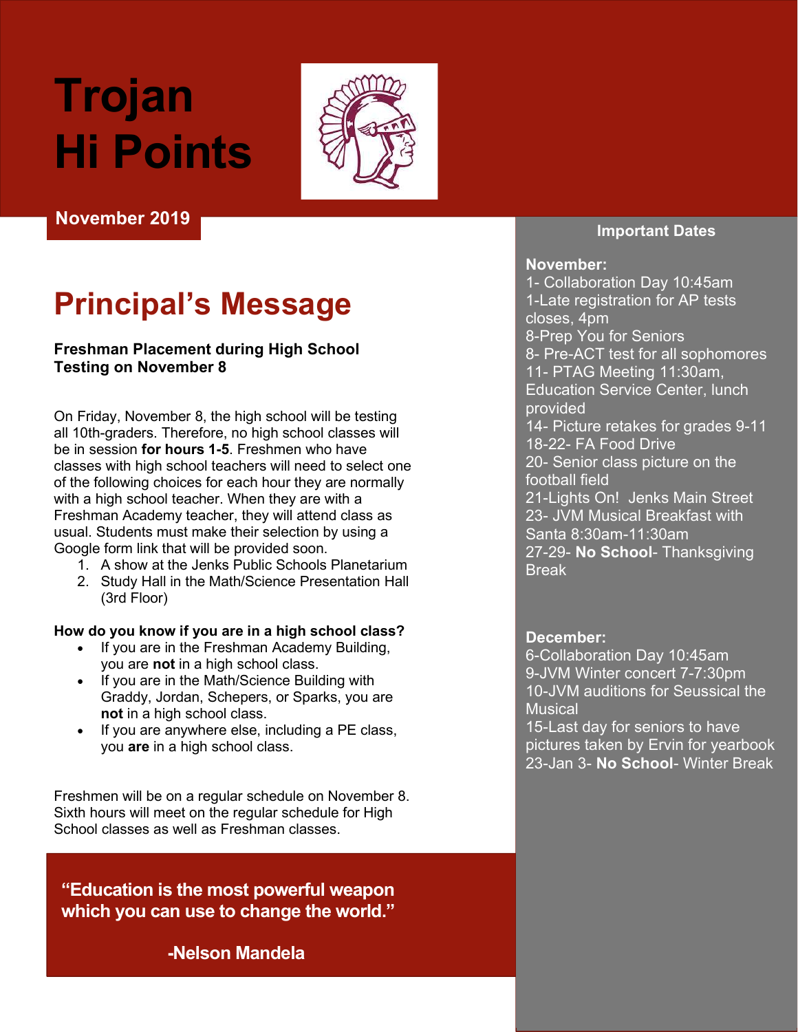# Trojan Hi Points

**November 2019**

## Principal's Message

**Freshman Placement during High School Testing on November 8**

On Friday, November 8, the high school will be testing all 10th-graders. Therefore, no high school classes will be in session **for hours 1-5**. Freshmen who have classes with high school teachers will need to select one of the following choices for each hour they are normally with a high school teacher. When they are with a Freshman Academy teacher, they will attend class as usual. Students must make their selection by using a Google form link that will be provided soon.

1. A show at the Jenks Public Schools Planetarium
2. Study Hall in the Math/Science Presentation Hall (3rd Floor)

**How do you know if you are in a high school class?**

- If you are in the Freshman Academy Building, you are **not** in a high school class.
- If you are in the Math/Science Building with Graddy, Jordan, Schepers, or Sparks, you are **not** in a high school class.
- If you are anywhere else, including a PE class, you **are** in a high school class.

Freshmen will be on a regular schedule on November 8. Sixth hours will meet on the regular schedule for High School classes as well as Freshman classes.

> **"Education is the most powerful weapon which you can use to change the world."**
>
> **-Nelson Mandela**

### Important Dates

**November:**

1- Collaboration Day 10:45am
1-Late registration for AP tests closes, 4pm
8-Prep You for Seniors
8- Pre-ACT test for all sophomores
11- PTAG Meeting 11:30am, Education Service Center, lunch provided
14- Picture retakes for grades 9-11
18-22- FA Food Drive
20- Senior class picture on the football field
21-Lights On! Jenks Main Street
23- JVM Musical Breakfast with Santa 8:30am-11:30am
27-29- **No School**- Thanksgiving Break

**December:**

6-Collaboration Day 10:45am
9-JVM Winter concert 7-7:30pm
10-JVM auditions for Seussical the Musical
15-Last day for seniors to have pictures taken by Ervin for yearbook
23-Jan 3- **No School**- Winter Break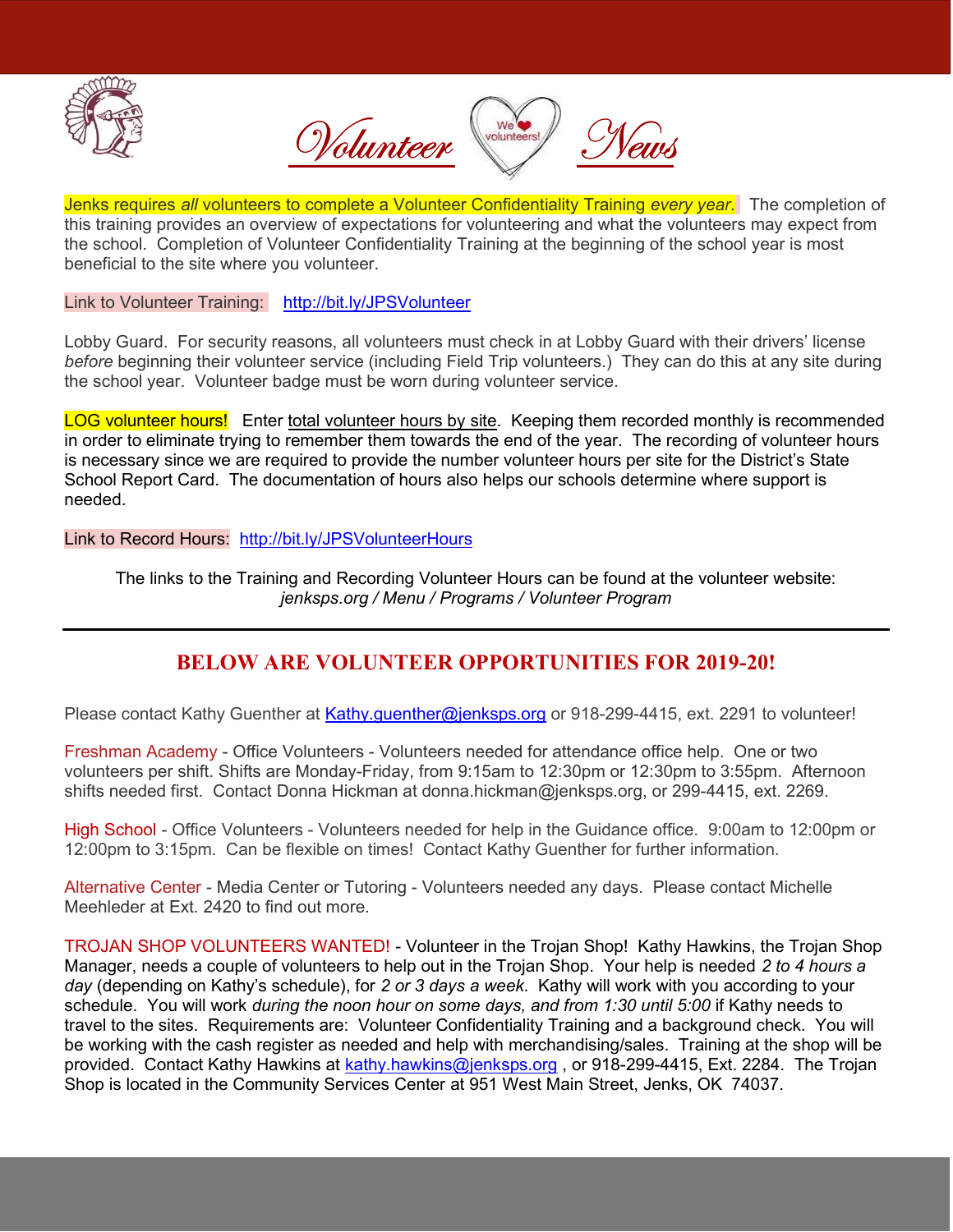# Volunteer News

Jenks requires *all* volunteers to complete a Volunteer Confidentiality Training *every year.* The completion of this training provides an overview of expectations for volunteering and what the volunteers may expect from the school. Completion of Volunteer Confidentiality Training at the beginning of the school year is most beneficial to the site where you volunteer.

Link to Volunteer Training: http://bit.ly/JPSVolunteer

Lobby Guard. For security reasons, all volunteers must check in at Lobby Guard with their drivers' license *before* beginning their volunteer service (including Field Trip volunteers.) They can do this at any site during the school year. Volunteer badge must be worn during volunteer service.

LOG volunteer hours! Enter total volunteer hours by site. Keeping them recorded monthly is recommended in order to eliminate trying to remember them towards the end of the year. The recording of volunteer hours is necessary since we are required to provide the number volunteer hours per site for the District's State School Report Card. The documentation of hours also helps our schools determine where support is needed.

Link to Record Hours: http://bit.ly/JPSVolunteerHours

The links to the Training and Recording Volunteer Hours can be found at the volunteer website:
*jenksps.org / Menu / Programs / Volunteer Program*

---

## BELOW ARE VOLUNTEER OPPORTUNITIES FOR 2019-20!

Please contact Kathy Guenther at Kathy.guenther@jenksps.org or 918-299-4415, ext. 2291 to volunteer!

Freshman Academy - Office Volunteers - Volunteers needed for attendance office help. One or two volunteers per shift. Shifts are Monday-Friday, from 9:15am to 12:30pm or 12:30pm to 3:55pm. Afternoon shifts needed first. Contact Donna Hickman at donna.hickman@jenksps.org, or 299-4415, ext. 2269.

High School - Office Volunteers - Volunteers needed for help in the Guidance office. 9:00am to 12:00pm or 12:00pm to 3:15pm. Can be flexible on times! Contact Kathy Guenther for further information.

Alternative Center - Media Center or Tutoring - Volunteers needed any days. Please contact Michelle Meehleder at Ext. 2420 to find out more.

TROJAN SHOP VOLUNTEERS WANTED! - Volunteer in the Trojan Shop! Kathy Hawkins, the Trojan Shop Manager, needs a couple of volunteers to help out in the Trojan Shop. Your help is needed *2 to 4 hours a day* (depending on Kathy's schedule), for *2 or 3 days a week*. Kathy will work with you according to your schedule. You will work *during the noon hour on some days, and from 1:30 until 5:00* if Kathy needs to travel to the sites. Requirements are: Volunteer Confidentiality Training and a background check. You will be working with the cash register as needed and help with merchandising/sales. Training at the shop will be provided. Contact Kathy Hawkins at kathy.hawkins@jenksps.org , or 918-299-4415, Ext. 2284. The Trojan Shop is located in the Community Services Center at 951 West Main Street, Jenks, OK 74037.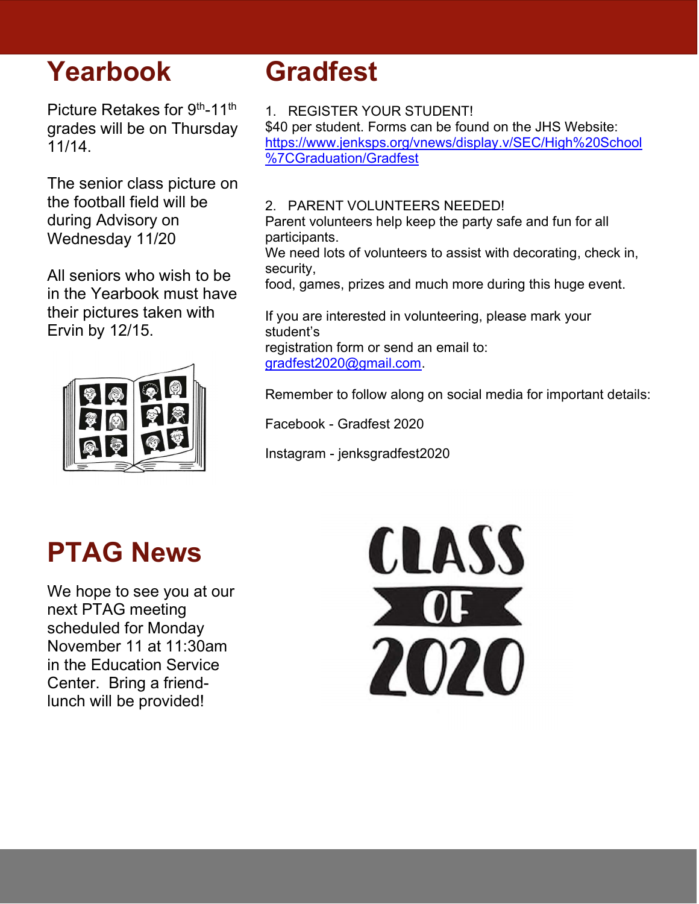## Yearbook

Picture Retakes for 9th-11th grades will be on Thursday 11/14.

The senior class picture on the football field will be during Advisory on Wednesday 11/20

All seniors who wish to be in the Yearbook must have their pictures taken with Ervin by 12/15.

## Gradfest

1. REGISTER YOUR STUDENT!

$40 per student. Forms can be found on the JHS Website: https://www.jenksps.org/vnews/display.v/SEC/High%20School%7CGraduation/Gradfest

2. PARENT VOLUNTEERS NEEDED!

Parent volunteers help keep the party safe and fun for all participants.
We need lots of volunteers to assist with decorating, check in, security,
food, games, prizes and much more during this huge event.

If you are interested in volunteering, please mark your student's
registration form or send an email to: gradfest2020@gmail.com.

Remember to follow along on social media for important details:

Facebook - Gradfest 2020

Instagram - jenksgradfest2020

## PTAG News

We hope to see you at our next PTAG meeting scheduled for Monday November 11 at 11:30am in the Education Service Center. Bring a friend- lunch will be provided!

CLASS OF 2020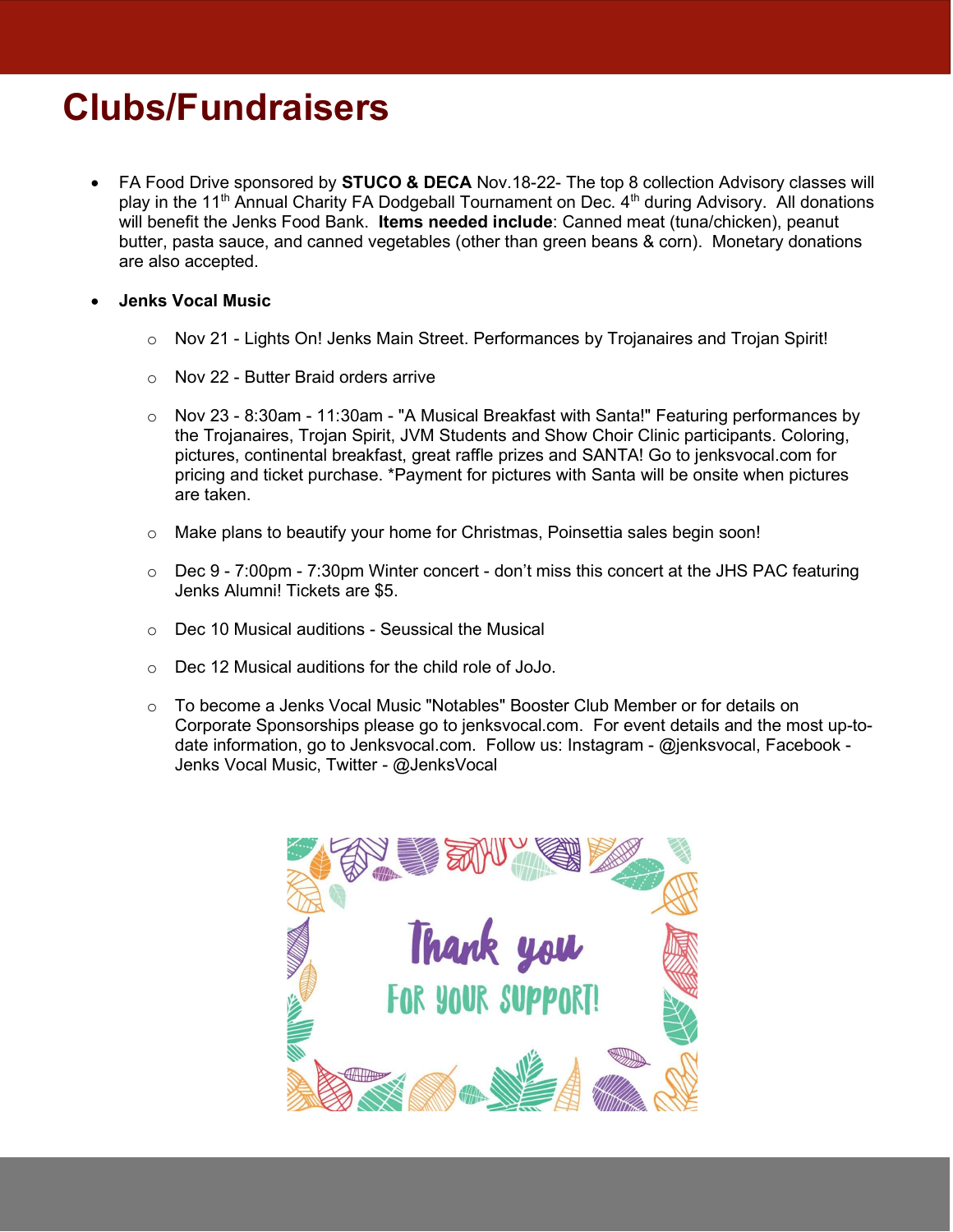# Clubs/Fundraisers

- FA Food Drive sponsored by **STUCO & DECA** Nov.18-22- The top 8 collection Advisory classes will play in the 11th Annual Charity FA Dodgeball Tournament on Dec. 4th during Advisory. All donations will benefit the Jenks Food Bank. **Items needed include**: Canned meat (tuna/chicken), peanut butter, pasta sauce, and canned vegetables (other than green beans & corn). Monetary donations are also accepted.

- **Jenks Vocal Music**
  - Nov 21 - Lights On! Jenks Main Street. Performances by Trojanaires and Trojan Spirit!
  - Nov 22 - Butter Braid orders arrive
  - Nov 23 - 8:30am - 11:30am - "A Musical Breakfast with Santa!" Featuring performances by the Trojanaires, Trojan Spirit, JVM Students and Show Choir Clinic participants. Coloring, pictures, continental breakfast, great raffle prizes and SANTA! Go to jenksvocal.com for pricing and ticket purchase. *Payment for pictures with Santa will be onsite when pictures are taken.
  - Make plans to beautify your home for Christmas, Poinsettia sales begin soon!
  - Dec 9 - 7:00pm - 7:30pm Winter concert - don't miss this concert at the JHS PAC featuring Jenks Alumni! Tickets are $5.
  - Dec 10 Musical auditions - Seussical the Musical
  - Dec 12 Musical auditions for the child role of JoJo.
  - To become a Jenks Vocal Music "Notables" Booster Club Member or for details on Corporate Sponsorships please go to jenksvocal.com. For event details and the most up-to-date information, go to Jenksvocal.com. Follow us: Instagram - @jenksvocal, Facebook - Jenks Vocal Music, Twitter - @JenksVocal

Thank you FOR YOUR SUPPORT!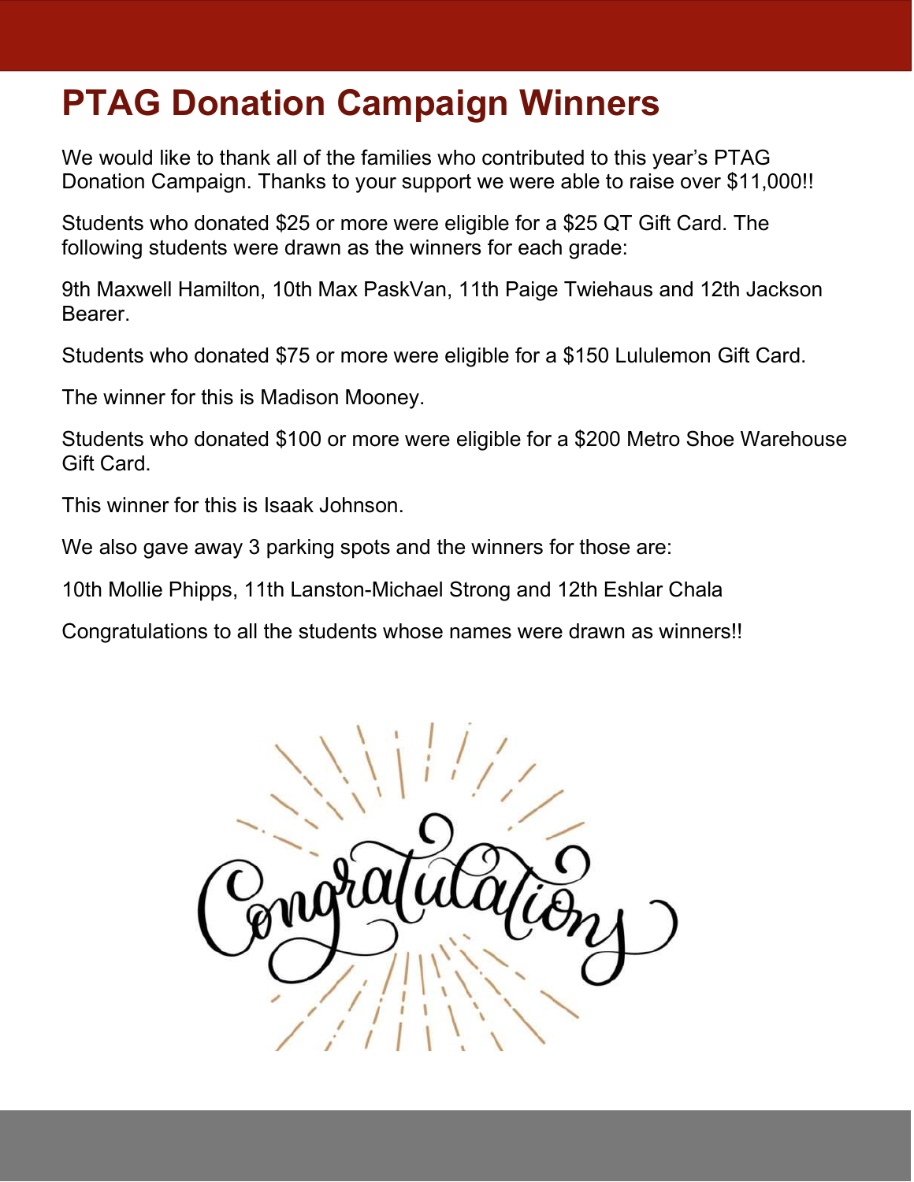# PTAG Donation Campaign Winners

We would like to thank all of the families who contributed to this year's PTAG Donation Campaign. Thanks to your support we were able to raise over $11,000!!

Students who donated $25 or more were eligible for a $25 QT Gift Card. The following students were drawn as the winners for each grade:

9th Maxwell Hamilton, 10th Max PaskVan, 11th Paige Twiehaus and 12th Jackson Bearer.

Students who donated $75 or more were eligible for a $150 Lululemon Gift Card.

The winner for this is Madison Mooney.

Students who donated $100 or more were eligible for a $200 Metro Shoe Warehouse Gift Card.

This winner for this is Isaak Johnson.

We also gave away 3 parking spots and the winners for those are:

10th Mollie Phipps, 11th Lanston-Michael Strong and 12th Eshlar Chala

Congratulations to all the students whose names were drawn as winners!!